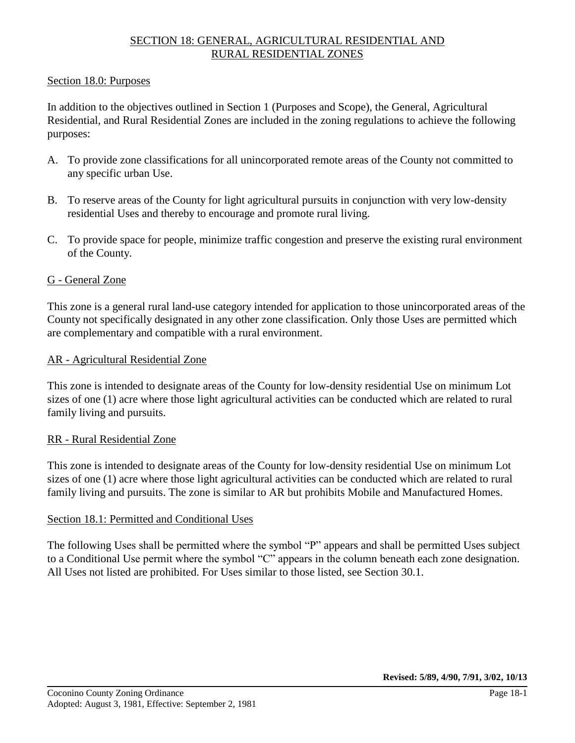# SECTION 18: GENERAL, AGRICULTURAL RESIDENTIAL AND RURAL RESIDENTIAL ZONES

## Section 18.0: Purposes

In addition to the objectives outlined in Section 1 (Purposes and Scope), the General, Agricultural Residential, and Rural Residential Zones are included in the zoning regulations to achieve the following purposes:

A. To provide zone classifications for all unincorporated remote areas of the County not committed to any specific urban Use.

B. To reserve areas of the County for light agricultural pursuits in conjunction with very low-density residential Uses and thereby to encourage and promote rural living.

C. To provide space for people, minimize traffic congestion and preserve the existing rural environment of the County.

### G - General Zone

This zone is a general rural land-use category intended for application to those unincorporated areas of the County not specifically designated in any other zone classification. Only those Uses are permitted which are complementary and compatible with a rural environment.

### AR - Agricultural Residential Zone

This zone is intended to designate areas of the County for low-density residential Use on minimum Lot sizes of one (1) acre where those light agricultural activities can be conducted which are related to rural family living and pursuits.

### RR - Rural Residential Zone

This zone is intended to designate areas of the County for low-density residential Use on minimum Lot sizes of one (1) acre where those light agricultural activities can be conducted which are related to rural family living and pursuits. The zone is similar to AR but prohibits Mobile and Manufactured Homes.

## Section 18.1: Permitted and Conditional Uses

The following Uses shall be permitted where the symbol "P" appears and shall be permitted Uses subject to a Conditional Use permit where the symbol "C" appears in the column beneath each zone designation. All Uses not listed are prohibited. For Uses similar to those listed, see Section 30.1.

**Revised: 5/89, 4/90, 7/91, 3/02, 10/13**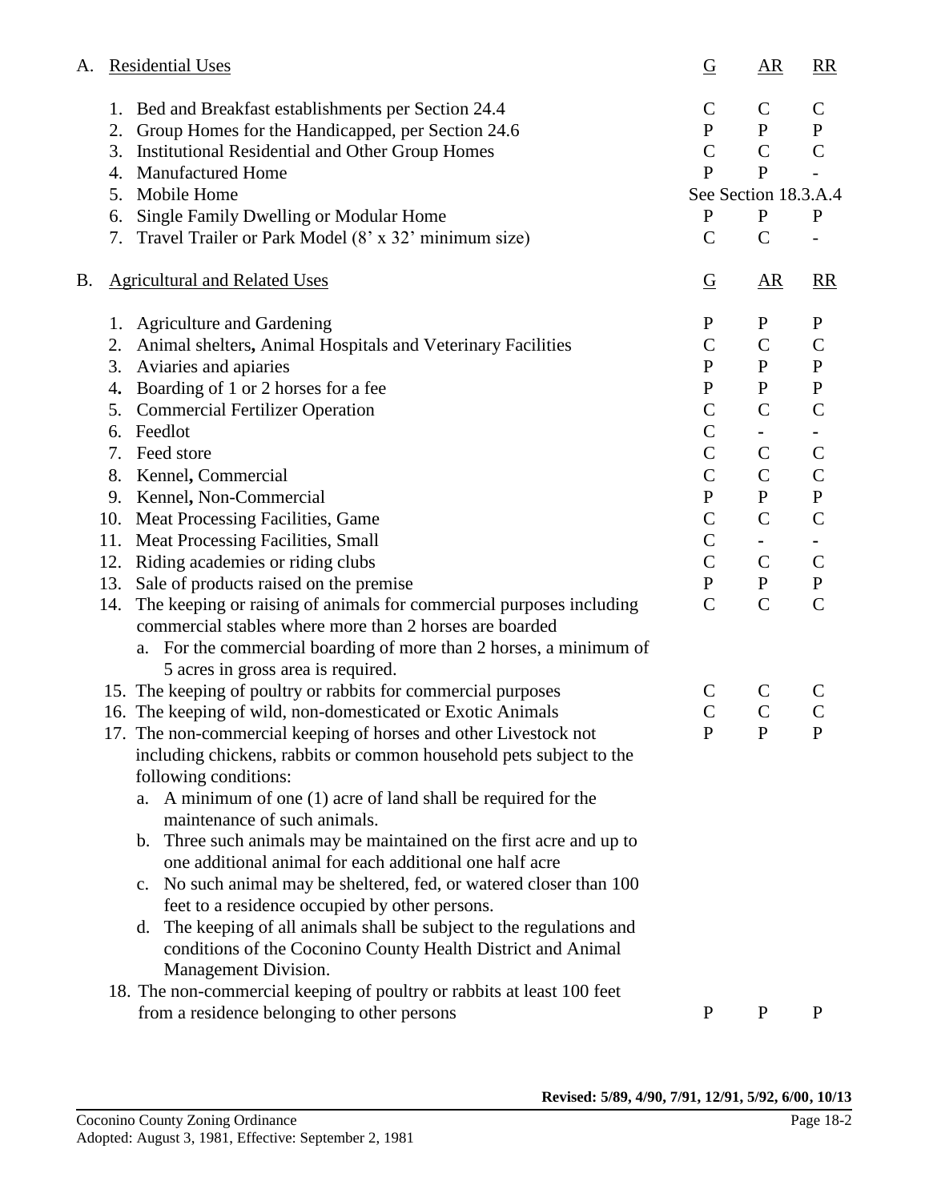| A. Residential Uses | G | AR | RR |
|---|---|---|---|
| 1. Bed and Breakfast establishments per Section 24.4 | C | C | C |
| 2. Group Homes for the Handicapped, per Section 24.6 | P | P | P |
| 3. Institutional Residential and Other Group Homes | C | C | C |
| 4. Manufactured Home | P | P | - |
| 5. Mobile Home | See Section 18.3.A.4 | | |
| 6. Single Family Dwelling or Modular Home | P | P | P |
| 7. Travel Trailer or Park Model (8' x 32' minimum size) | C | C | - |

| B. Agricultural and Related Uses | G | AR | RR |
|---|---|---|---|
| 1. Agriculture and Gardening | P | P | P |
| 2. Animal shelters, Animal Hospitals and Veterinary Facilities | C | C | C |
| 3. Aviaries and apiaries | P | P | P |
| 4. Boarding of 1 or 2 horses for a fee | P | P | P |
| 5. Commercial Fertilizer Operation | C | C | C |
| 6. Feedlot | C | - | - |
| 7. Feed store | C | C | C |
| 8. Kennel, Commercial | C | C | C |
| 9. Kennel, Non-Commercial | P | P | P |
| 10. Meat Processing Facilities, Game | C | C | C |
| 11. Meat Processing Facilities, Small | C | - | - |
| 12. Riding academies or riding clubs | C | C | C |
| 13. Sale of products raised on the premise | P | P | P |
| 14. The keeping or raising of animals for commercial purposes including commercial stables where more than 2 horses are boarded<br>a. For the commercial boarding of more than 2 horses, a minimum of 5 acres in gross area is required. | C | C | C |
| 15. The keeping of poultry or rabbits for commercial purposes | C | C | C |
| 16. The keeping of wild, non-domesticated or Exotic Animals | C | C | C |
| 17. The non-commercial keeping of horses and other Livestock not including chickens, rabbits or common household pets subject to the following conditions:<br>a. A minimum of one (1) acre of land shall be required for the maintenance of such animals.<br>b. Three such animals may be maintained on the first acre and up to one additional animal for each additional one half acre<br>c. No such animal may be sheltered, fed, or watered closer than 100 feet to a residence occupied by other persons.<br>d. The keeping of all animals shall be subject to the regulations and conditions of the Coconino County Health District and Animal Management Division. | P | P | P |
| 18. The non-commercial keeping of poultry or rabbits at least 100 feet from a residence belonging to other persons | P | P | P |

**Revised: 5/89, 4/90, 7/91, 12/91, 5/92, 6/00, 10/13**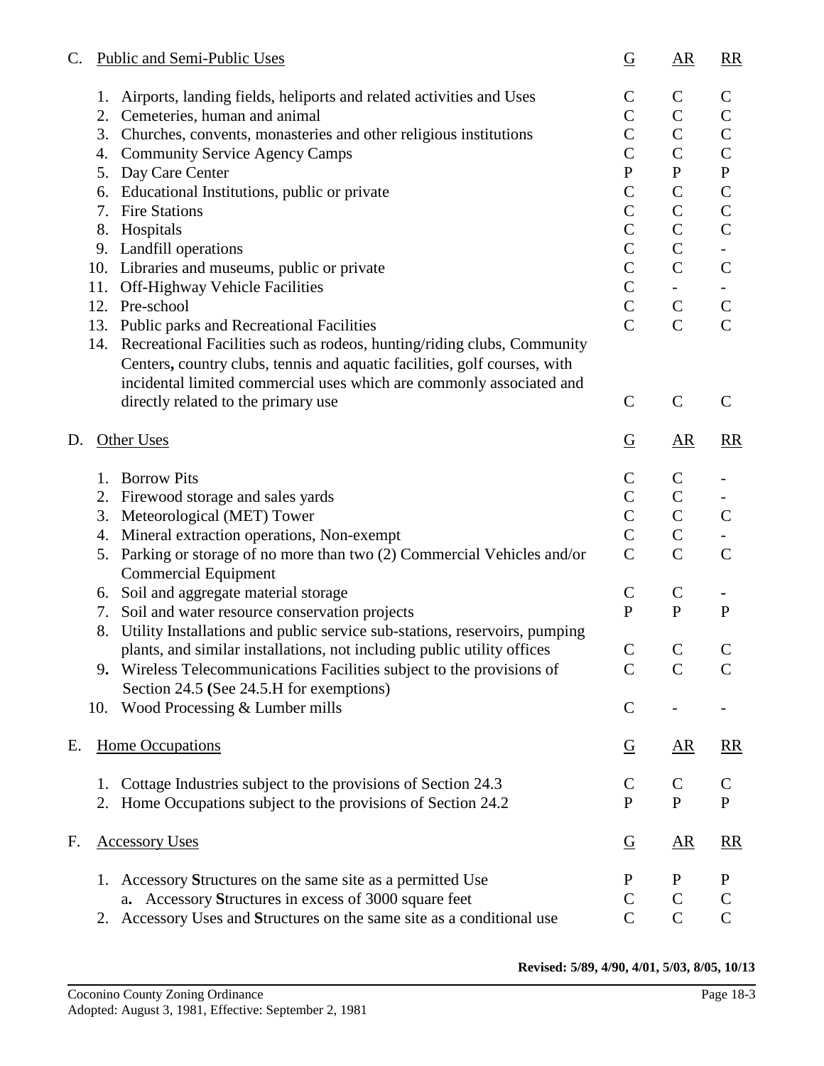C. Public and Semi-Public Uses

| | Use | G | AR | RR |
|---|---|---|---|---|
| 1. | Airports, landing fields, heliports and related activities and Uses | C | C | C |
| 2. | Cemeteries, human and animal | C | C | C |
| 3. | Churches, convents, monasteries and other religious institutions | C | C | C |
| 4. | Community Service Agency Camps | C | C | C |
| 5. | Day Care Center | P | P | P |
| 6. | Educational Institutions, public or private | C | C | C |
| 7. | Fire Stations | C | C | C |
| 8. | Hospitals | C | C | C |
| 9. | Landfill operations | C | C | - |
| 10. | Libraries and museums, public or private | C | C | C |
| 11. | Off-Highway Vehicle Facilities | C | - | - |
| 12. | Pre-school | C | C | C |
| 13. | Public parks and Recreational Facilities | C | C | C |
| 14. | Recreational Facilities such as rodeos, hunting/riding clubs, Community Centers, country clubs, tennis and aquatic facilities, golf courses, with incidental limited commercial uses which are commonly associated and directly related to the primary use | C | C | C |

D. Other Uses

| | Use | G | AR | RR |
|---|---|---|---|---|
| 1. | Borrow Pits | C | C | - |
| 2. | Firewood storage and sales yards | C | C | - |
| 3. | Meteorological (MET) Tower | C | C | C |
| 4. | Mineral extraction operations, Non-exempt | C | C | - |
| 5. | Parking or storage of no more than two (2) Commercial Vehicles and/or Commercial Equipment | C | C | C |
| 6. | Soil and aggregate material storage | C | C | - |
| 7. | Soil and water resource conservation projects | P | P | P |
| 8. | Utility Installations and public service sub-stations, reservoirs, pumping plants, and similar installations, not including public utility offices | C | C | C |
| 9. | Wireless Telecommunications Facilities subject to the provisions of Section 24.5 (See 24.5.H for exemptions) | C | C | C |
| 10. | Wood Processing & Lumber mills | C | - | - |

E. Home Occupations

| | Use | G | AR | RR |
|---|---|---|---|---|
| 1. | Cottage Industries subject to the provisions of Section 24.3 | C | C | C |
| 2. | Home Occupations subject to the provisions of Section 24.2 | P | P | P |

F. Accessory Uses

| | Use | G | AR | RR |
|---|---|---|---|---|
| 1. | Accessory **S**tructures on the same site as a permitted Use | P | P | P |
| | a. Accessory **S**tructures in excess of 3000 square feet | C | C | C |
| 2. | Accessory Uses and **S**tructures on the same site as a conditional use | C | C | C |

**Revised: 5/89, 4/90, 4/01, 5/03, 8/05, 10/13**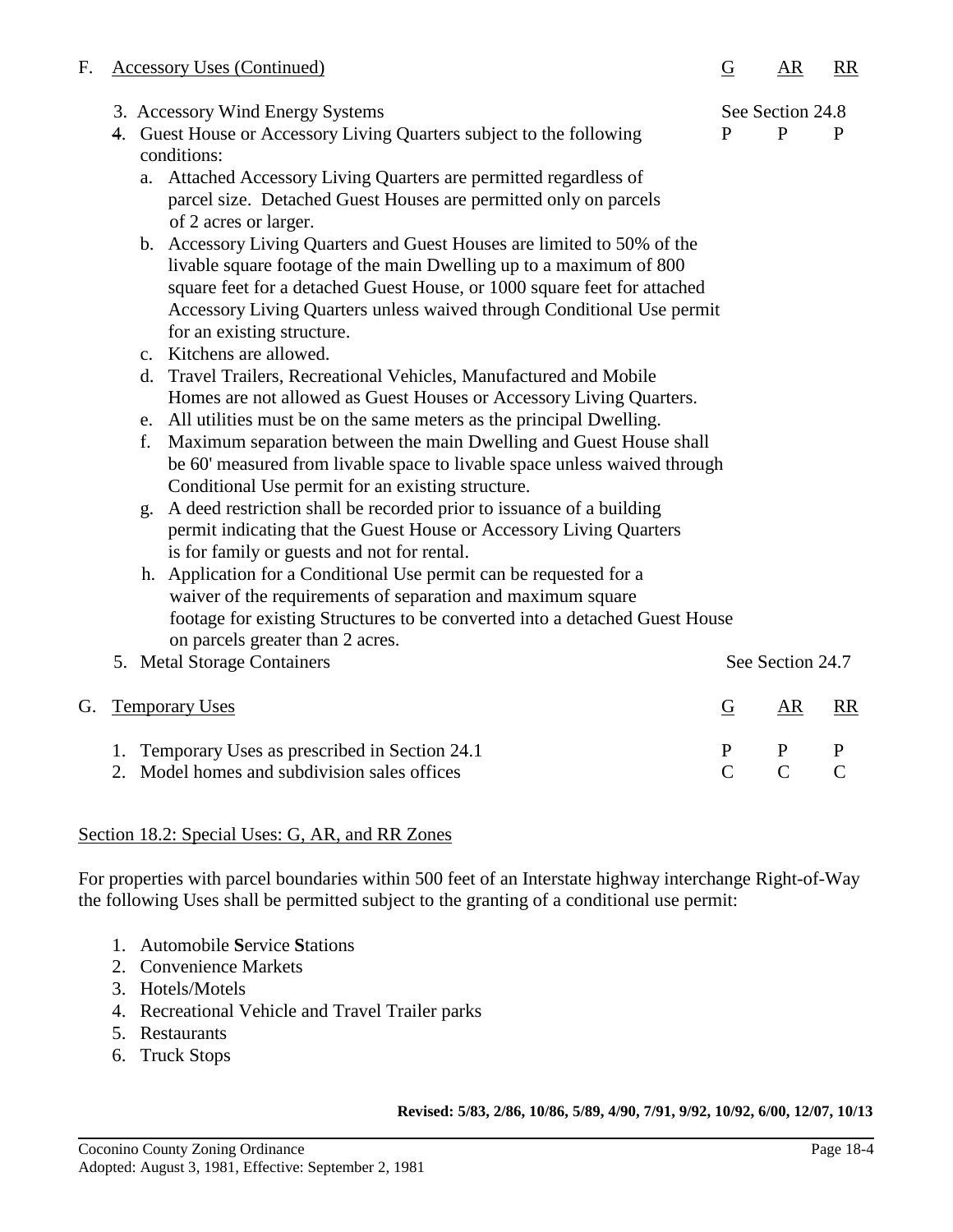F. Accessory Uses (Continued)

| | G | AR | RR |
|---|---|---|---|
| 3. Accessory Wind Energy Systems | See Section 24.8 | | |
| 4. Guest House or Accessory Living Quarters subject to the following conditions: | P | P | P |

a. Attached Accessory Living Quarters are permitted regardless of parcel size. Detached Guest Houses are permitted only on parcels of 2 acres or larger.

b. Accessory Living Quarters and Guest Houses are limited to 50% of the livable square footage of the main Dwelling up to a maximum of 800 square feet for a detached Guest House, or 1000 square feet for attached Accessory Living Quarters unless waived through Conditional Use permit for an existing structure.

c. Kitchens are allowed.

d. Travel Trailers, Recreational Vehicles, Manufactured and Mobile Homes are not allowed as Guest Houses or Accessory Living Quarters.

e. All utilities must be on the same meters as the principal Dwelling.

f. Maximum separation between the main Dwelling and Guest House shall be 60' measured from livable space to livable space unless waived through Conditional Use permit for an existing structure.

g. A deed restriction shall be recorded prior to issuance of a building permit indicating that the Guest House or Accessory Living Quarters is for family or guests and not for rental.

h. Application for a Conditional Use permit can be requested for a waiver of the requirements of separation and maximum square footage for existing Structures to be converted into a detached Guest House on parcels greater than 2 acres.

| | G | AR | RR |
|---|---|---|---|
| 5. Metal Storage Containers | See Section 24.7 | | |

G. Temporary Uses

| | G | AR | RR |
|---|---|---|---|
| 1. Temporary Uses as prescribed in Section 24.1 | P | P | P |
| 2. Model homes and subdivision sales offices | C | C | C |

## Section 18.2: Special Uses: G, AR, and RR Zones

For properties with parcel boundaries within 500 feet of an Interstate highway interchange Right-of-Way the following Uses shall be permitted subject to the granting of a conditional use permit:

1. Automobile **S**ervice **S**tations
2. Convenience Markets
3. Hotels/Motels
4. Recreational Vehicle and Travel Trailer parks
5. Restaurants
6. Truck Stops

**Revised: 5/83, 2/86, 10/86, 5/89, 4/90, 7/91, 9/92, 10/92, 6/00, 12/07, 10/13**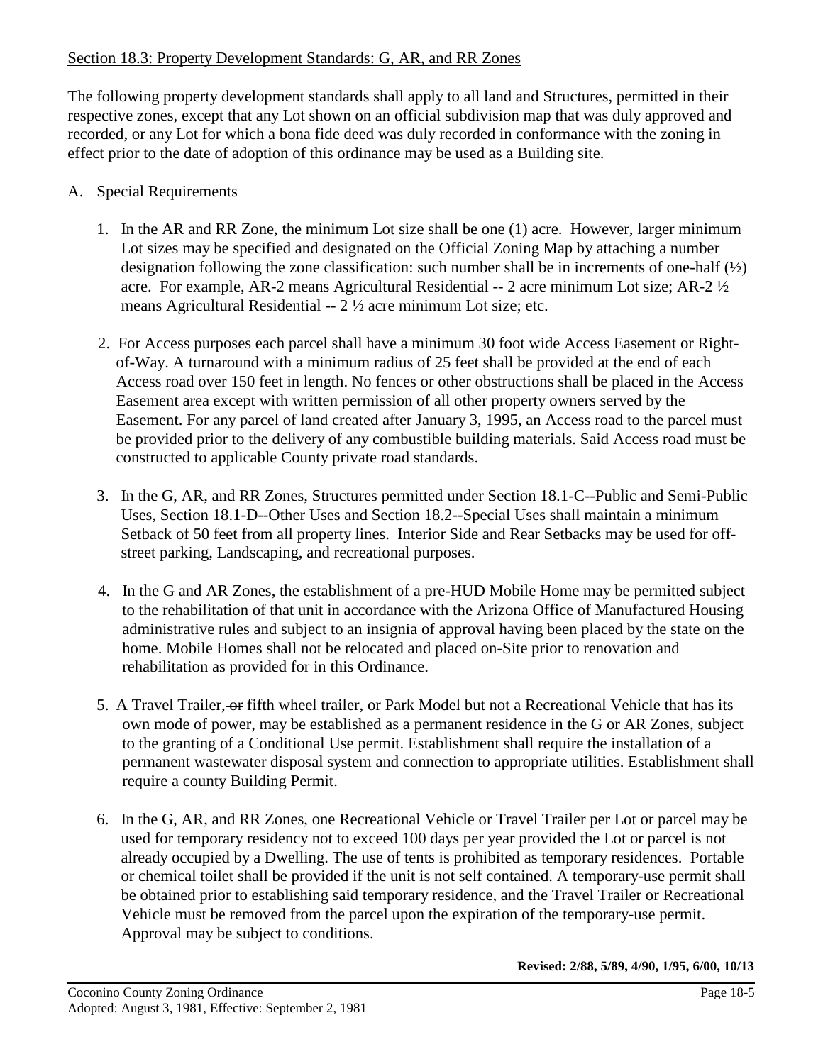## Section 18.3: Property Development Standards: G, AR, and RR Zones

The following property development standards shall apply to all land and Structures, permitted in their respective zones, except that any Lot shown on an official subdivision map that was duly approved and recorded, or any Lot for which a bona fide deed was duly recorded in conformance with the zoning in effect prior to the date of adoption of this ordinance may be used as a Building site.

A. Special Requirements

1. In the AR and RR Zone, the minimum Lot size shall be one (1) acre. However, larger minimum Lot sizes may be specified and designated on the Official Zoning Map by attaching a number designation following the zone classification: such number shall be in increments of one-half (½) acre. For example, AR-2 means Agricultural Residential -- 2 acre minimum Lot size; AR-2 ½ means Agricultural Residential -- 2 ½ acre minimum Lot size; etc.

2. For Access purposes each parcel shall have a minimum 30 foot wide Access Easement or Right-of-Way. A turnaround with a minimum radius of 25 feet shall be provided at the end of each Access road over 150 feet in length. No fences or other obstructions shall be placed in the Access Easement area except with written permission of all other property owners served by the Easement. For any parcel of land created after January 3, 1995, an Access road to the parcel must be provided prior to the delivery of any combustible building materials. Said Access road must be constructed to applicable County private road standards.

3. In the G, AR, and RR Zones, Structures permitted under Section 18.1-C--Public and Semi-Public Uses, Section 18.1-D--Other Uses and Section 18.2--Special Uses shall maintain a minimum Setback of 50 feet from all property lines. Interior Side and Rear Setbacks may be used for off-street parking, Landscaping, and recreational purposes.

4. In the G and AR Zones, the establishment of a pre-HUD Mobile Home may be permitted subject to the rehabilitation of that unit in accordance with the Arizona Office of Manufactured Housing administrative rules and subject to an insignia of approval having been placed by the state on the home. Mobile Homes shall not be relocated and placed on-Site prior to renovation and rehabilitation as provided for in this Ordinance.

5. A Travel Trailer, ~~or~~ fifth wheel trailer, or Park Model but not a Recreational Vehicle that has its own mode of power, may be established as a permanent residence in the G or AR Zones, subject to the granting of a Conditional Use permit. Establishment shall require the installation of a permanent wastewater disposal system and connection to appropriate utilities. Establishment shall require a county Building Permit.

6. In the G, AR, and RR Zones, one Recreational Vehicle or Travel Trailer per Lot or parcel may be used for temporary residency not to exceed 100 days per year provided the Lot or parcel is not already occupied by a Dwelling. The use of tents is prohibited as temporary residences. Portable or chemical toilet shall be provided if the unit is not self contained. A temporary-use permit shall be obtained prior to establishing said temporary residence, and the Travel Trailer or Recreational Vehicle must be removed from the parcel upon the expiration of the temporary-use permit. Approval may be subject to conditions.

**Revised: 2/88, 5/89, 4/90, 1/95, 6/00, 10/13**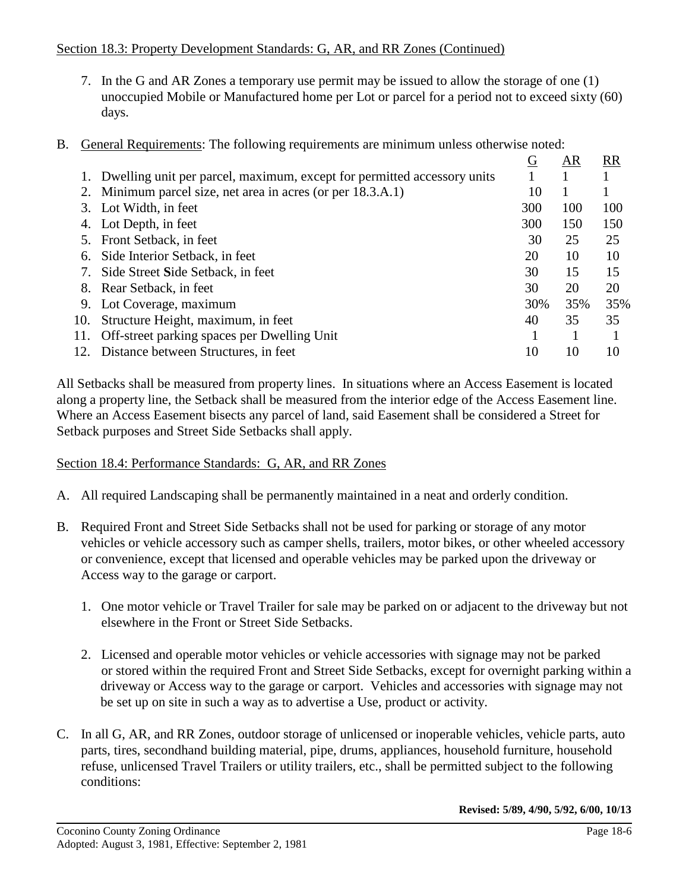Section 18.3: Property Development Standards: G, AR, and RR Zones (Continued)

7. In the G and AR Zones a temporary use permit may be issued to allow the storage of one (1) unoccupied Mobile or Manufactured home per Lot or parcel for a period not to exceed sixty (60) days.

B. General Requirements: The following requirements are minimum unless otherwise noted:

| | | G | AR | RR |
|---|---|---|---|---|
| 1. | Dwelling unit per parcel, maximum, except for permitted accessory units | 1 | 1 | 1 |
| 2. | Minimum parcel size, net area in acres (or per 18.3.A.1) | 10 | 1 | 1 |
| 3. | Lot Width, in feet | 300 | 100 | 100 |
| 4. | Lot Depth, in feet | 300 | 150 | 150 |
| 5. | Front Setback, in feet | 30 | 25 | 25 |
| 6. | Side Interior Setback, in feet | 20 | 10 | 10 |
| 7. | Side Street **S**ide Setback, in feet | 30 | 15 | 15 |
| 8. | Rear Setback, in feet | 30 | 20 | 20 |
| 9. | Lot Coverage, maximum | 30% | 35% | 35% |
| 10. | Structure Height, maximum, in feet | 40 | 35 | 35 |
| 11. | Off-street parking spaces per Dwelling Unit | 1 | 1 | 1 |
| 12. | Distance between Structures, in feet | 10 | 10 | 10 |

All Setbacks shall be measured from property lines. In situations where an Access Easement is located along a property line, the Setback shall be measured from the interior edge of the Access Easement line. Where an Access Easement bisects any parcel of land, said Easement shall be considered a Street for Setback purposes and Street Side Setbacks shall apply.

Section 18.4: Performance Standards: G, AR, and RR Zones

A. All required Landscaping shall be permanently maintained in a neat and orderly condition.

B. Required Front and Street Side Setbacks shall not be used for parking or storage of any motor vehicles or vehicle accessory such as camper shells, trailers, motor bikes, or other wheeled accessory or convenience, except that licensed and operable vehicles may be parked upon the driveway or Access way to the garage or carport.

   1. One motor vehicle or Travel Trailer for sale may be parked on or adjacent to the driveway but not elsewhere in the Front or Street Side Setbacks.

   2. Licensed and operable motor vehicles or vehicle accessories with signage may not be parked or stored within the required Front and Street Side Setbacks, except for overnight parking within a driveway or Access way to the garage or carport. Vehicles and accessories with signage may not be set up on site in such a way as to advertise a Use, product or activity.

C. In all G, AR, and RR Zones, outdoor storage of unlicensed or inoperable vehicles, vehicle parts, auto parts, tires, secondhand building material, pipe, drums, appliances, household furniture, household refuse, unlicensed Travel Trailers or utility trailers, etc., shall be permitted subject to the following conditions:

**Revised: 5/89, 4/90, 5/92, 6/00, 10/13**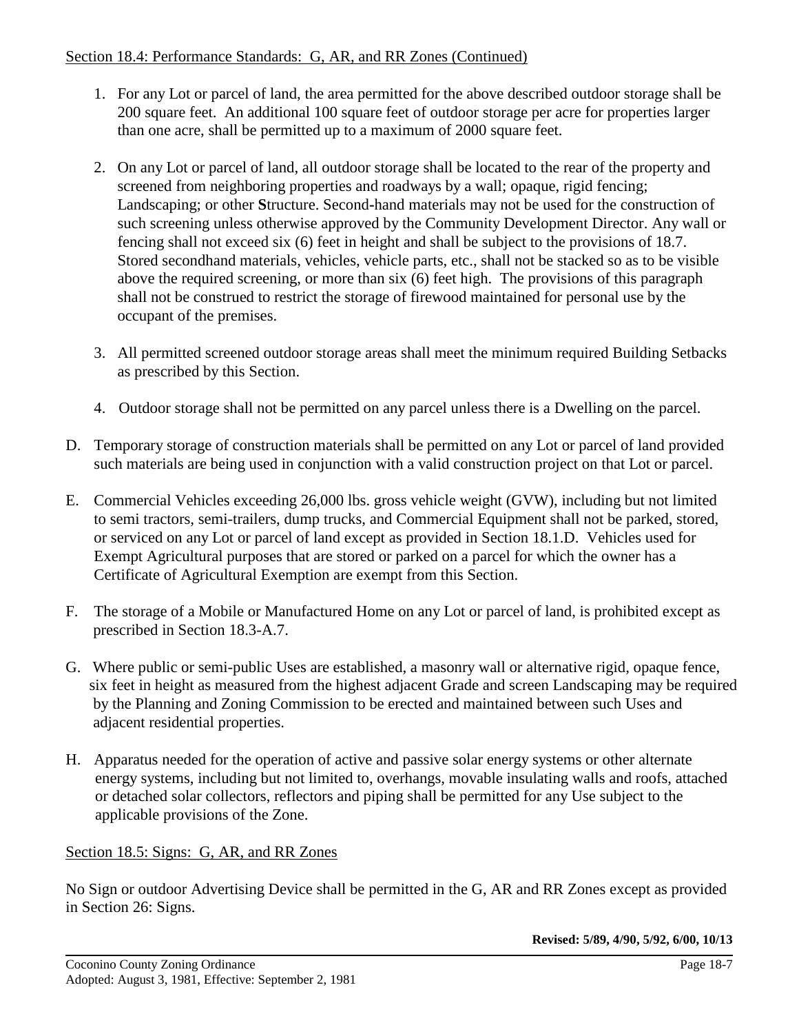Section 18.4: Performance Standards: G, AR, and RR Zones (Continued)

1. For any Lot or parcel of land, the area permitted for the above described outdoor storage shall be 200 square feet. An additional 100 square feet of outdoor storage per acre for properties larger than one acre, shall be permitted up to a maximum of 2000 square feet.

2. On any Lot or parcel of land, all outdoor storage shall be located to the rear of the property and screened from neighboring properties and roadways by a wall; opaque, rigid fencing; Landscaping; or other **S**tructure. Second-hand materials may not be used for the construction of such screening unless otherwise approved by the Community Development Director. Any wall or fencing shall not exceed six (6) feet in height and shall be subject to the provisions of 18.7. Stored secondhand materials, vehicles, vehicle parts, etc., shall not be stacked so as to be visible above the required screening, or more than six (6) feet high. The provisions of this paragraph shall not be construed to restrict the storage of firewood maintained for personal use by the occupant of the premises.

3. All permitted screened outdoor storage areas shall meet the minimum required Building Setbacks as prescribed by this Section.

4. Outdoor storage shall not be permitted on any parcel unless there is a Dwelling on the parcel.

D. Temporary storage of construction materials shall be permitted on any Lot or parcel of land provided such materials are being used in conjunction with a valid construction project on that Lot or parcel.

E. Commercial Vehicles exceeding 26,000 lbs. gross vehicle weight (GVW), including but not limited to semi tractors, semi-trailers, dump trucks, and Commercial Equipment shall not be parked, stored, or serviced on any Lot or parcel of land except as provided in Section 18.1.D. Vehicles used for Exempt Agricultural purposes that are stored or parked on a parcel for which the owner has a Certificate of Agricultural Exemption are exempt from this Section.

F. The storage of a Mobile or Manufactured Home on any Lot or parcel of land, is prohibited except as prescribed in Section 18.3-A.7.

G. Where public or semi-public Uses are established, a masonry wall or alternative rigid, opaque fence, six feet in height as measured from the highest adjacent Grade and screen Landscaping may be required by the Planning and Zoning Commission to be erected and maintained between such Uses and adjacent residential properties.

H. Apparatus needed for the operation of active and passive solar energy systems or other alternate energy systems, including but not limited to, overhangs, movable insulating walls and roofs, attached or detached solar collectors, reflectors and piping shall be permitted for any Use subject to the applicable provisions of the Zone.

Section 18.5: Signs: G, AR, and RR Zones

No Sign or outdoor Advertising Device shall be permitted in the G, AR and RR Zones except as provided in Section 26: Signs.

**Revised: 5/89, 4/90, 5/92, 6/00, 10/13**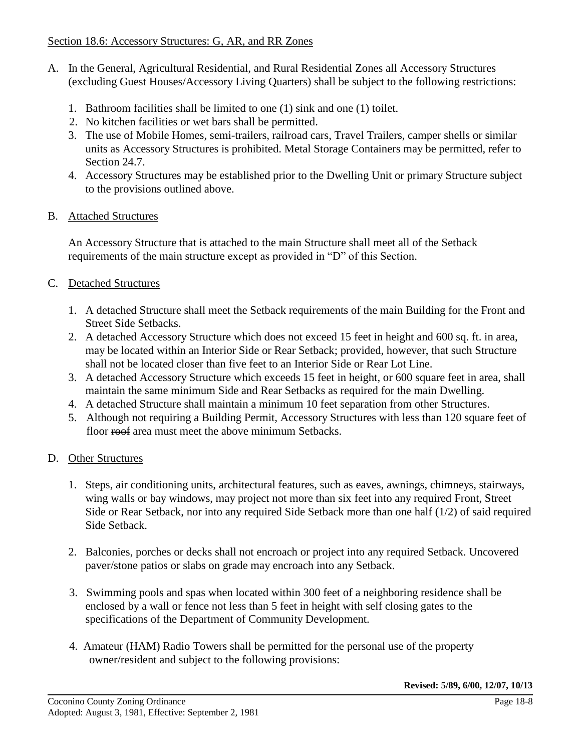Section 18.6: Accessory Structures: G, AR, and RR Zones

A. In the General, Agricultural Residential, and Rural Residential Zones all Accessory Structures (excluding Guest Houses/Accessory Living Quarters) shall be subject to the following restrictions:

   1. Bathroom facilities shall be limited to one (1) sink and one (1) toilet.
   2. No kitchen facilities or wet bars shall be permitted.
   3. The use of Mobile Homes, semi-trailers, railroad cars, Travel Trailers, camper shells or similar units as Accessory Structures is prohibited. Metal Storage Containers may be permitted, refer to Section 24.7.
   4. Accessory Structures may be established prior to the Dwelling Unit or primary Structure subject to the provisions outlined above.

B. Attached Structures

   An Accessory Structure that is attached to the main Structure shall meet all of the Setback requirements of the main structure except as provided in "D" of this Section.

C. Detached Structures

   1. A detached Structure shall meet the Setback requirements of the main Building for the Front and Street Side Setbacks.
   2. A detached Accessory Structure which does not exceed 15 feet in height and 600 sq. ft. in area, may be located within an Interior Side or Rear Setback; provided, however, that such Structure shall not be located closer than five feet to an Interior Side or Rear Lot Line.
   3. A detached Accessory Structure which exceeds 15 feet in height, or 600 square feet in area, shall maintain the same minimum Side and Rear Setbacks as required for the main Dwelling.
   4. A detached Structure shall maintain a minimum 10 feet separation from other Structures.
   5. Although not requiring a Building Permit, Accessory Structures with less than 120 square feet of floor ~~roof~~ area must meet the above minimum Setbacks.

D. Other Structures

   1. Steps, air conditioning units, architectural features, such as eaves, awnings, chimneys, stairways, wing walls or bay windows, may project not more than six feet into any required Front, Street Side or Rear Setback, nor into any required Side Setback more than one half (1/2) of said required Side Setback.

   2. Balconies, porches or decks shall not encroach or project into any required Setback. Uncovered paver/stone patios or slabs on grade may encroach into any Setback.

   3. Swimming pools and spas when located within 300 feet of a neighboring residence shall be enclosed by a wall or fence not less than 5 feet in height with self closing gates to the specifications of the Department of Community Development.

   4. Amateur (HAM) Radio Towers shall be permitted for the personal use of the property owner/resident and subject to the following provisions:

**Revised: 5/89, 6/00, 12/07, 10/13**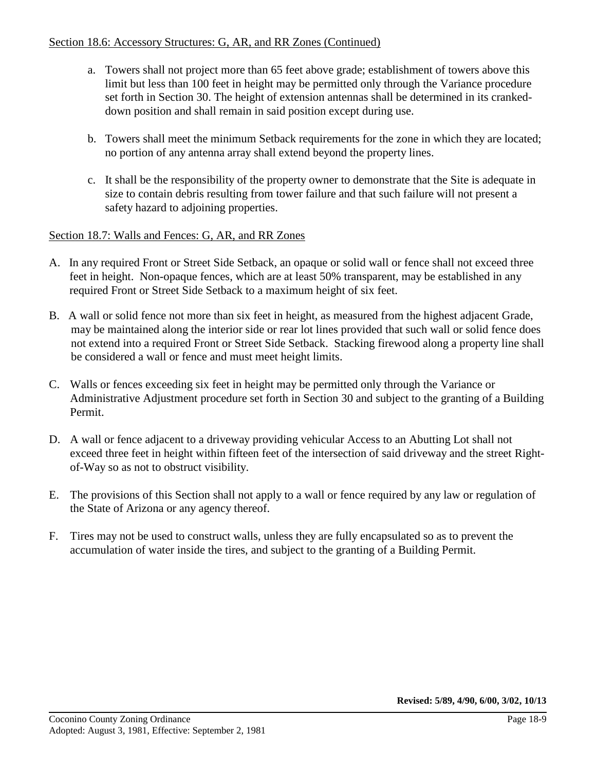Section 18.6: Accessory Structures: G, AR, and RR Zones (Continued)

a. Towers shall not project more than 65 feet above grade; establishment of towers above this limit but less than 100 feet in height may be permitted only through the Variance procedure set forth in Section 30. The height of extension antennas shall be determined in its cranked-down position and shall remain in said position except during use.

b. Towers shall meet the minimum Setback requirements for the zone in which they are located; no portion of any antenna array shall extend beyond the property lines.

c. It shall be the responsibility of the property owner to demonstrate that the Site is adequate in size to contain debris resulting from tower failure and that such failure will not present a safety hazard to adjoining properties.

Section 18.7: Walls and Fences: G, AR, and RR Zones

A. In any required Front or Street Side Setback, an opaque or solid wall or fence shall not exceed three feet in height. Non-opaque fences, which are at least 50% transparent, may be established in any required Front or Street Side Setback to a maximum height of six feet.

B. A wall or solid fence not more than six feet in height, as measured from the highest adjacent Grade, may be maintained along the interior side or rear lot lines provided that such wall or solid fence does not extend into a required Front or Street Side Setback. Stacking firewood along a property line shall be considered a wall or fence and must meet height limits.

C. Walls or fences exceeding six feet in height may be permitted only through the Variance or Administrative Adjustment procedure set forth in Section 30 and subject to the granting of a Building Permit.

D. A wall or fence adjacent to a driveway providing vehicular Access to an Abutting Lot shall not exceed three feet in height within fifteen feet of the intersection of said driveway and the street Right-of-Way so as not to obstruct visibility.

E. The provisions of this Section shall not apply to a wall or fence required by any law or regulation of the State of Arizona or any agency thereof.

F. Tires may not be used to construct walls, unless they are fully encapsulated so as to prevent the accumulation of water inside the tires, and subject to the granting of a Building Permit.

**Revised: 5/89, 4/90, 6/00, 3/02, 10/13**